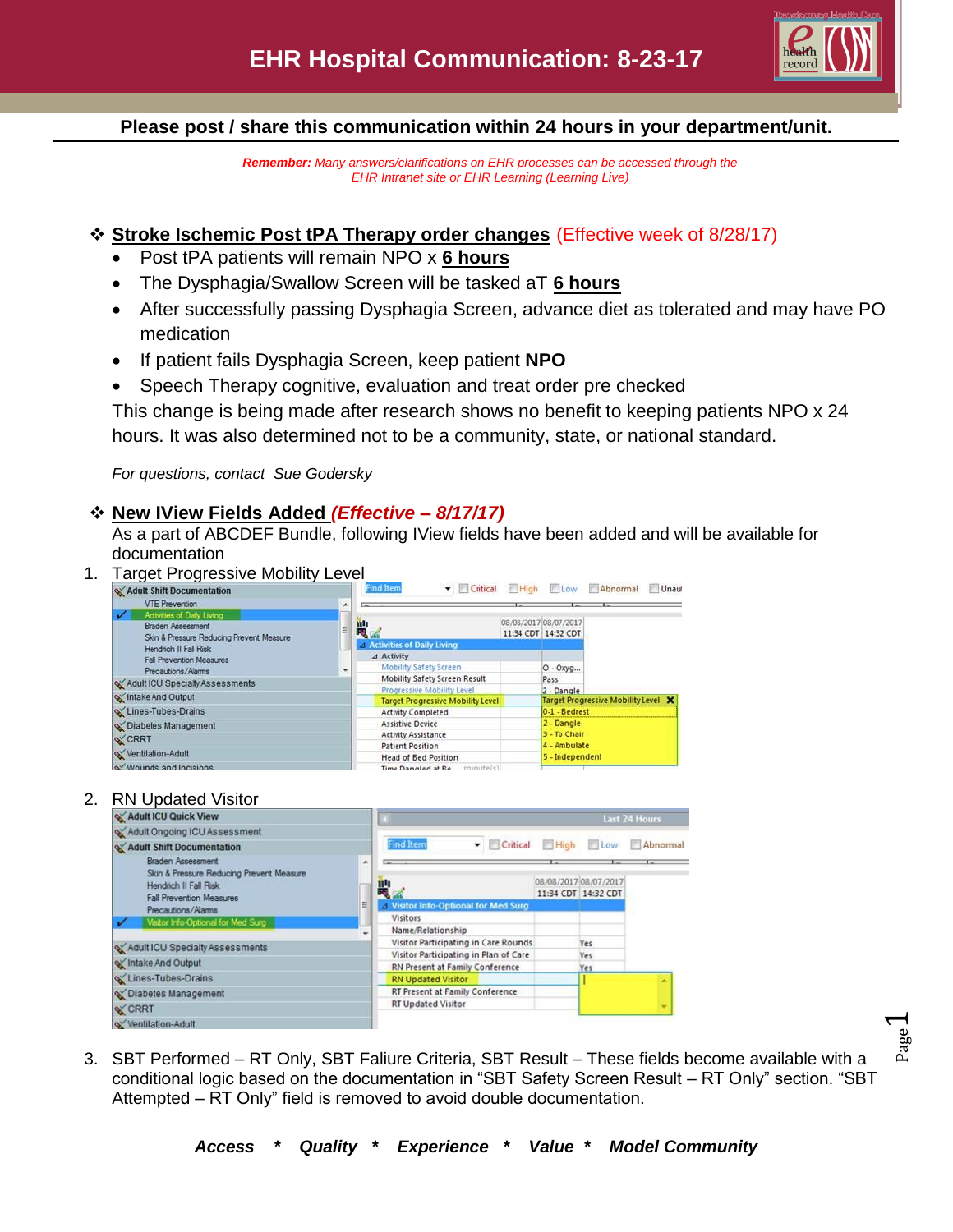# EHR Hospital Communication: 8-23-17

**Please post / share this communication within 24 hours in your department/unit.**

***Remember:*** *Many answers/clarifications on EHR processes can be accessed through the EHR Intranet site or EHR Learning (Learning Live)*

## ❖ Stroke Ischemic Post tPA Therapy order changes (Effective week of 8/28/17)

- Post tPA patients will remain NPO x **6 hours**
- The Dysphagia/Swallow Screen will be tasked aT **6 hours**
- After successfully passing Dysphagia Screen, advance diet as tolerated and may have PO medication
- If patient fails Dysphagia Screen, keep patient **NPO**
- Speech Therapy cognitive, evaluation and treat order pre checked

This change is being made after research shows no benefit to keeping patients NPO x 24 hours. It was also determined not to be a community, state, or national standard.

*For questions, contact Sue Godersky*

## ❖ New IView Fields Added *(Effective – 8/17/17)*

As a part of ABCDEF Bundle, following IView fields have been added and will be available for documentation

1. Target Progressive Mobility Level
2. RN Updated Visitor
3. SBT Performed – RT Only, SBT Faliure Criteria, SBT Result – These fields become available with a conditional logic based on the documentation in "SBT Safety Screen Result – RT Only" section. "SBT Attempted – RT Only" field is removed to avoid double documentation.

***Access * Quality * Experience * Value * Model Community***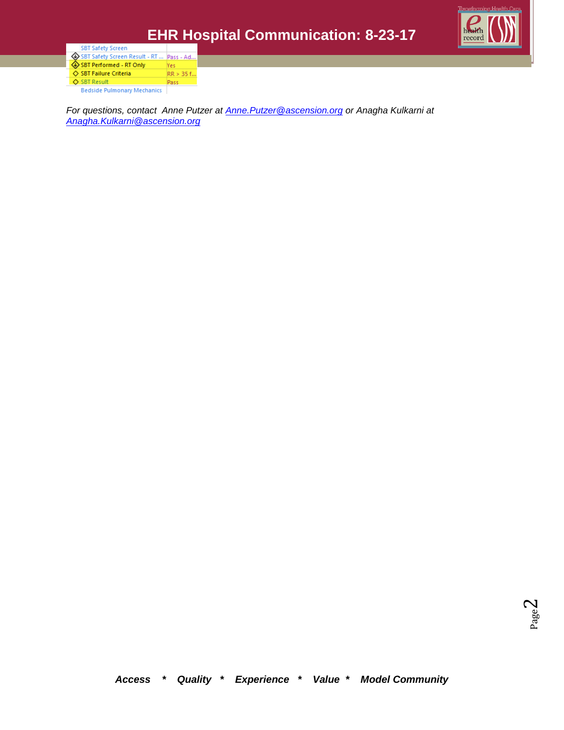| | |
|---|---|
| SBT Safety Screen | |
| SBT Safety Screen Result - RT ... | Pass - Ad... |
| SBT Performed - RT Only | Yes |
| SBT Failure Criteria | RR > 35 f... |
| SBT Result | Pass |
| Bedside Pulmonary Mechanics | |

*For questions, contact Anne Putzer at [Anne.Putzer@ascension.org](mailto:Anne.Putzer@ascension.org) or Anagha Kulkarni at [Anagha.Kulkarni@ascension.org](mailto:Anagha.Kulkarni@ascension.org)*